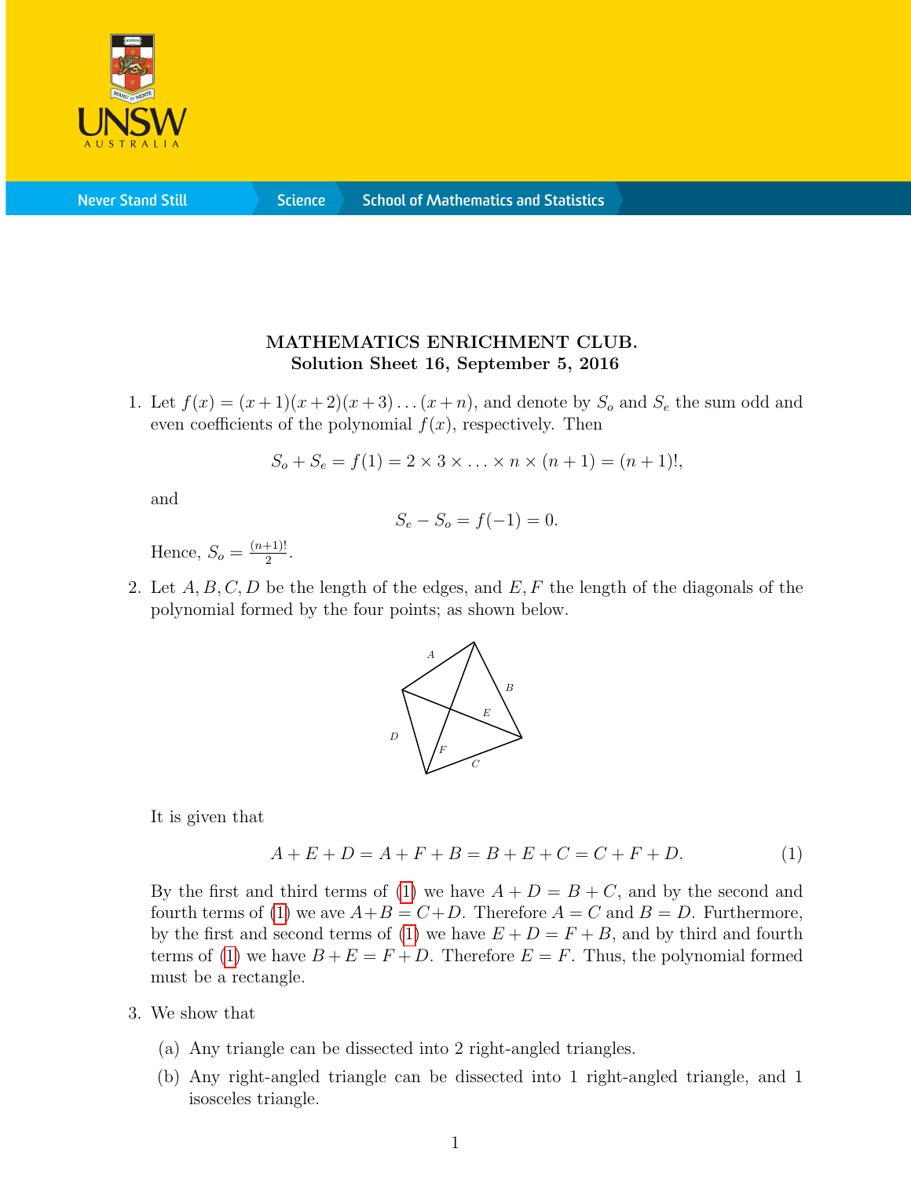**MATHEMATICS ENRICHMENT CLUB.**
**Solution Sheet 16, September 5, 2016**

1. Let $f(x) = (x+1)(x+2)(x+3)\dots(x+n)$, and denote by $S_o$ and $S_e$ the sum odd and even coefficients of the polynomial $f(x)$, respectively. Then

$$S_o + S_e = f(1) = 2 \times 3 \times \dots \times n \times (n+1) = (n+1)!,$$

and

$$S_e - S_o = f(-1) = 0.$$

Hence, $S_o = \frac{(n+1)!}{2}$.

2. Let $A, B, C, D$ be the length of the edges, and $E, F$ the length of the diagonals of the polynomial formed by the four points; as shown below.

It is given that

$$A + E + D = A + F + B = B + E + C = C + F + D. \quad (1)$$

By the first and third terms of (1) we have $A + D = B + C$, and by the second and fourth terms of (1) we ave $A + B = C + D$. Therefore $A = C$ and $B = D$. Furthermore, by the first and second terms of (1) we have $E + D = F + B$, and by third and fourth terms of (1) we have $B + E = F + D$. Therefore $E = F$. Thus, the polynomial formed must be a rectangle.

3. We show that

   (a) Any triangle can be dissected into 2 right-angled triangles.

   (b) Any right-angled triangle can be dissected into 1 right-angled triangle, and 1 isosceles triangle.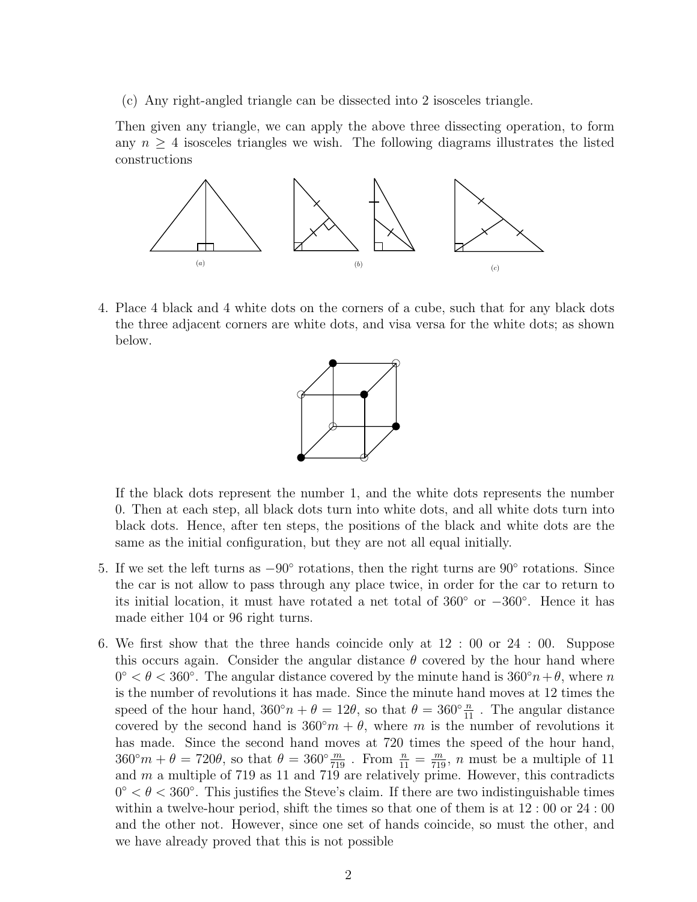(c) Any right-angled triangle can be dissected into 2 isosceles triangle.

Then given any triangle, we can apply the above three dissecting operation, to form any $n \geq 4$ isosceles triangles we wish. The following diagrams illustrates the listed constructions

(a) (b) (c)

4. Place 4 black and 4 white dots on the corners of a cube, such that for any black dots the three adjacent corners are white dots, and visa versa for the white dots; as shown below.

   If the black dots represent the number 1, and the white dots represents the number 0. Then at each step, all black dots turn into white dots, and all white dots turn into black dots. Hence, after ten steps, the positions of the black and white dots are the same as the initial configuration, but they are not all equal initially.

5. If we set the left turns as $-90°$ rotations, then the right turns are $90°$ rotations. Since the car is not allow to pass through any place twice, in order for the car to return to its initial location, it must have rotated a net total of $360°$ or $-360°$. Hence it has made either 104 or 96 right turns.

6. We first show that the three hands coincide only at 12 : 00 or 24 : 00. Suppose this occurs again. Consider the angular distance $\theta$ covered by the hour hand where $0° < \theta < 360°$. The angular distance covered by the minute hand is $360°n + \theta$, where $n$ is the number of revolutions it has made. Since the minute hand moves at 12 times the speed of the hour hand, $360°n + \theta = 12\theta$, so that $\theta = 360°\frac{n}{11}$ . The angular distance covered by the second hand is $360°m + \theta$, where $m$ is the number of revolutions it has made. Since the second hand moves at 720 times the speed of the hour hand, $360°m + \theta = 720\theta$, so that $\theta = 360°\frac{m}{719}$ . From $\frac{n}{11} = \frac{m}{719}$, $n$ must be a multiple of 11 and $m$ a multiple of 719 as 11 and 719 are relatively prime. However, this contradicts $0° < \theta < 360°$. This justifies the Steve's claim. If there are two indistinguishable times within a twelve-hour period, shift the times so that one of them is at 12 : 00 or 24 : 00 and the other not. However, since one set of hands coincide, so must the other, and we have already proved that this is not possible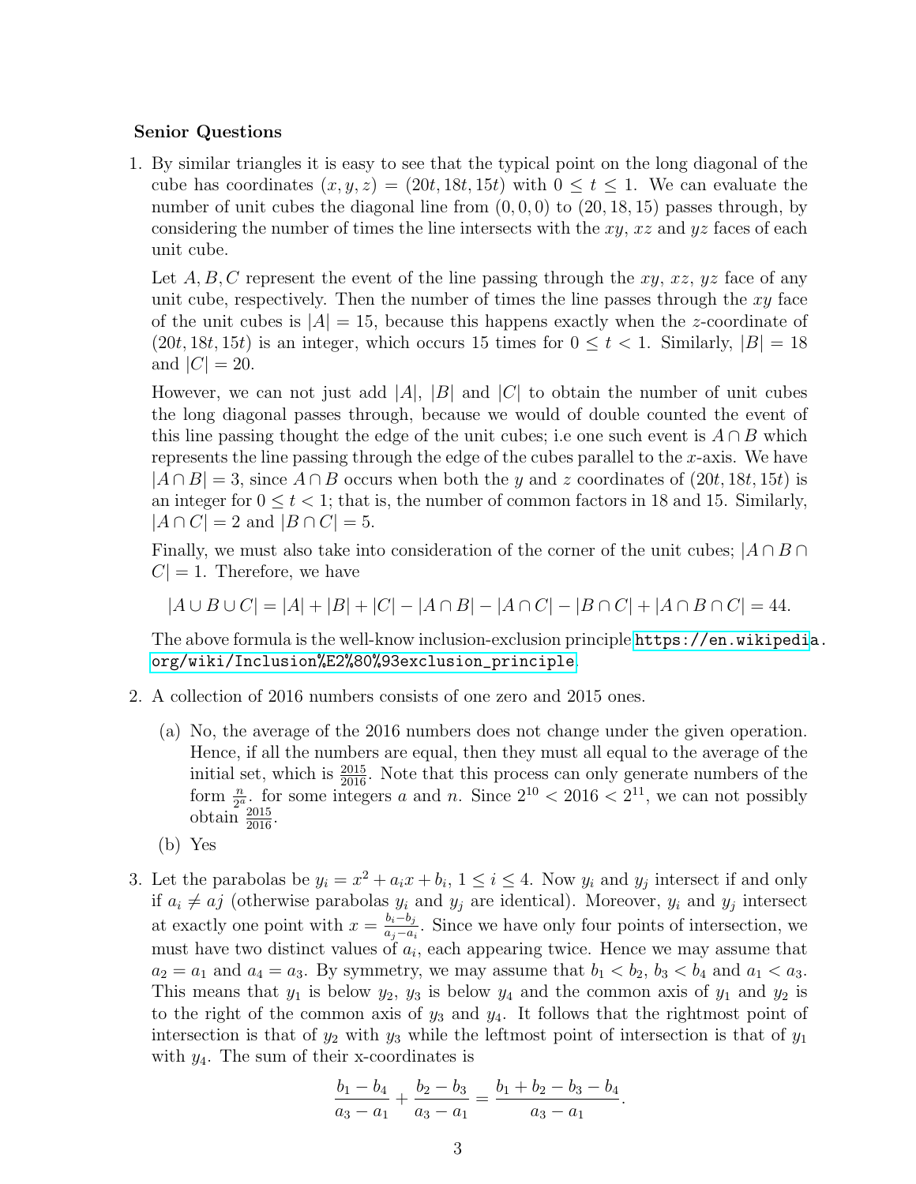**Senior Questions**

1. By similar triangles it is easy to see that the typical point on the long diagonal of the cube has coordinates $(x, y, z) = (20t, 18t, 15t)$ with $0 \leq t \leq 1$. We can evaluate the number of unit cubes the diagonal line from $(0, 0, 0)$ to $(20, 18, 15)$ passes through, by considering the number of times the line intersects with the $xy$, $xz$ and $yz$ faces of each unit cube.

   Let $A, B, C$ represent the event of the line passing through the $xy$, $xz$, $yz$ face of any unit cube, respectively. Then the number of times the line passes through the $xy$ face of the unit cubes is $|A| = 15$, because this happens exactly when the $z$-coordinate of $(20t, 18t, 15t)$ is an integer, which occurs 15 times for $0 \leq t < 1$. Similarly, $|B| = 18$ and $|C| = 20$.

   However, we can not just add $|A|$, $|B|$ and $|C|$ to obtain the number of unit cubes the long diagonal passes through, because we would of double counted the event of this line passing thought the edge of the unit cubes; i.e one such event is $A \cap B$ which represents the line passing through the edge of the cubes parallel to the $x$-axis. We have $|A \cap B| = 3$, since $A \cap B$ occurs when both the $y$ and $z$ coordinates of $(20t, 18t, 15t)$ is an integer for $0 \leq t < 1$; that is, the number of common factors in 18 and 15. Similarly, $|A \cap C| = 2$ and $|B \cap C| = 5$.

   Finally, we must also take into consideration of the corner of the unit cubes; $|A \cap B \cap C| = 1$. Therefore, we have

   $$|A \cup B \cup C| = |A| + |B| + |C| - |A \cap B| - |A \cap C| - |B \cap C| + |A \cap B \cap C| = 44.$$

   The above formula is the well-know inclusion-exclusion principle https://en.wikipedia.org/wiki/Inclusion%E2%80%93exclusion_principle.

2. A collection of 2016 numbers consists of one zero and 2015 ones.

   (a) No, the average of the 2016 numbers does not change under the given operation. Hence, if all the numbers are equal, then they must all equal to the average of the initial set, which is $\frac{2015}{2016}$. Note that this process can only generate numbers of the form $\frac{n}{2^a}$. for some integers $a$ and $n$. Since $2^{10} < 2016 < 2^{11}$, we can not possibly obtain $\frac{2015}{2016}$.

   (b) Yes

3. Let the parabolas be $y_i = x^2 + a_i x + b_i$, $1 \leq i \leq 4$. Now $y_i$ and $y_j$ intersect if and only if $a_i \neq aj$ (otherwise parabolas $y_i$ and $y_j$ are identical). Moreover, $y_i$ and $y_j$ intersect at exactly one point with $x = \frac{b_i - b_j}{a_j - a_i}$. Since we have only four points of intersection, we must have two distinct values of $a_i$, each appearing twice. Hence we may assume that $a_2 = a_1$ and $a_4 = a_3$. By symmetry, we may assume that $b_1 < b_2$, $b_3 < b_4$ and $a_1 < a_3$. This means that $y_1$ is below $y_2$, $y_3$ is below $y_4$ and the common axis of $y_1$ and $y_2$ is to the right of the common axis of $y_3$ and $y_4$. It follows that the rightmost point of intersection is that of $y_2$ with $y_3$ while the leftmost point of intersection is that of $y_1$ with $y_4$. The sum of their x-coordinates is

   $$\frac{b_1 - b_4}{a_3 - a_1} + \frac{b_2 - b_3}{a_3 - a_1} = \frac{b_1 + b_2 - b_3 - b_4}{a_3 - a_1}.$$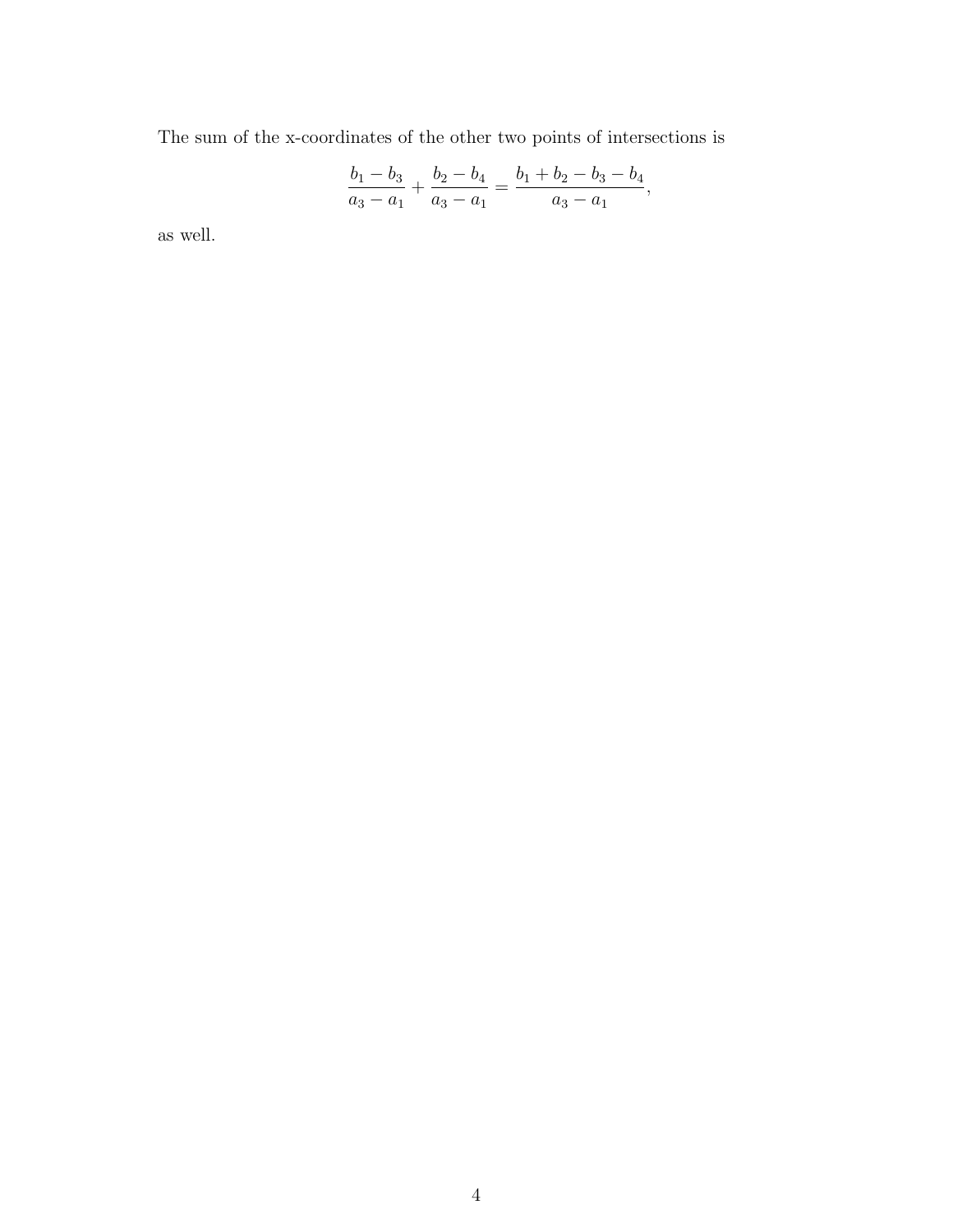The sum of the x-coordinates of the other two points of intersections is

$$\frac{b_1 - b_3}{a_3 - a_1} + \frac{b_2 - b_4}{a_3 - a_1} = \frac{b_1 + b_2 - b_3 - b_4}{a_3 - a_1},$$

as well.